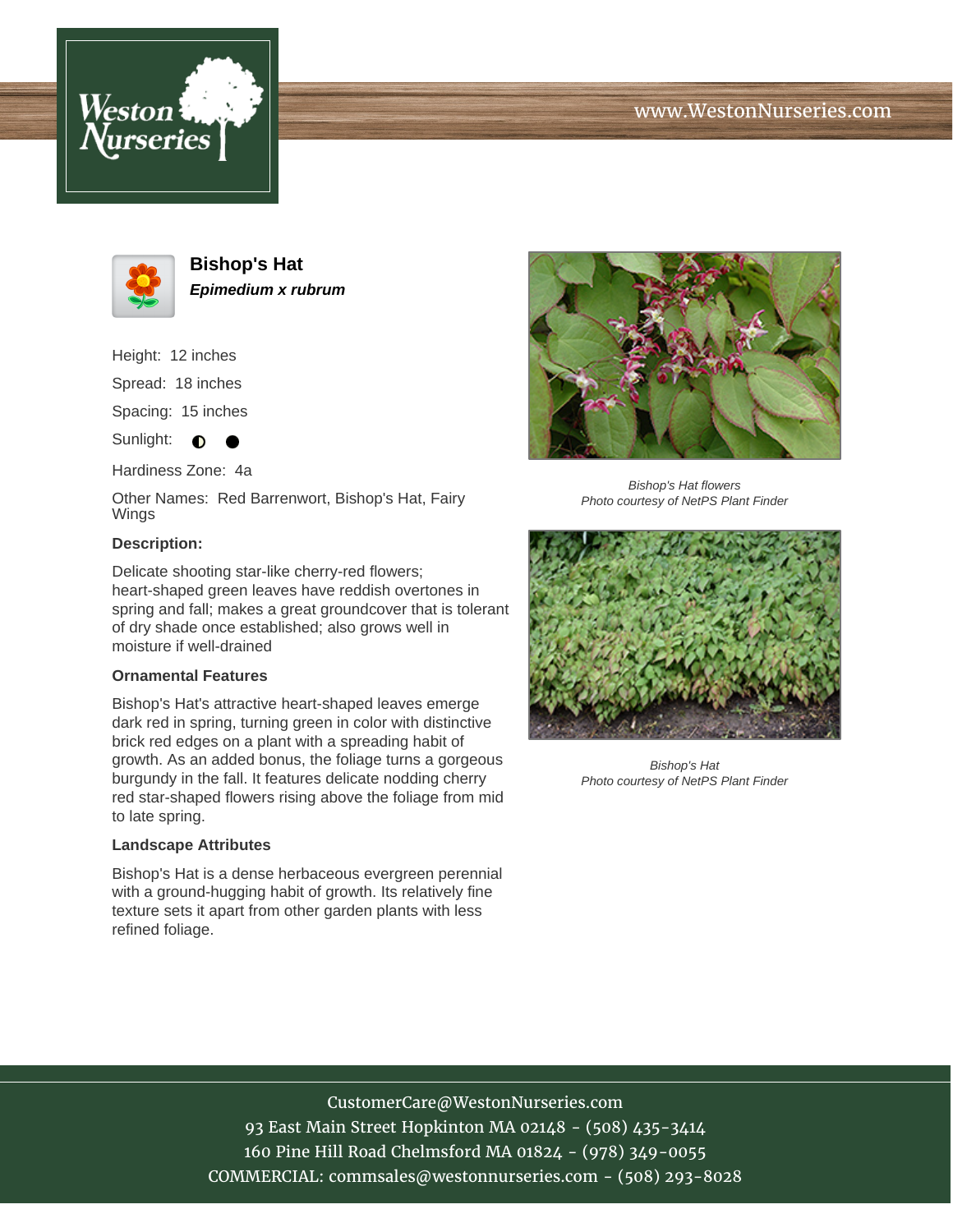# Bishop's Hat

***Epimedium x rubrum***

Height: 12 inches

Spread: 18 inches

Spacing: 15 inches

Sunlight: ◐ ●

Hardiness Zone: 4a

Other Names: Red Barrenwort, Bishop's Hat, Fairy Wings

**Description:**

Delicate shooting star-like cherry-red flowers; heart-shaped green leaves have reddish overtones in spring and fall; makes a great groundcover that is tolerant of dry shade once established; also grows well in moisture if well-drained

**Ornamental Features**

Bishop's Hat's attractive heart-shaped leaves emerge dark red in spring, turning green in color with distinctive brick red edges on a plant with a spreading habit of growth. As an added bonus, the foliage turns a gorgeous burgundy in the fall. It features delicate nodding cherry red star-shaped flowers rising above the foliage from mid to late spring.

**Landscape Attributes**

Bishop's Hat is a dense herbaceous evergreen perennial with a ground-hugging habit of growth. Its relatively fine texture sets it apart from other garden plants with less refined foliage.

*Bishop's Hat flowers*
*Photo courtesy of NetPS Plant Finder*

*Bishop's Hat*
*Photo courtesy of NetPS Plant Finder*

CustomerCare@WestonNurseries.com
93 East Main Street Hopkinton MA 02148 - (508) 435-3414
160 Pine Hill Road Chelmsford MA 01824 - (978) 349-0055
COMMERCIAL: commsales@westonnurseries.com - (508) 293-8028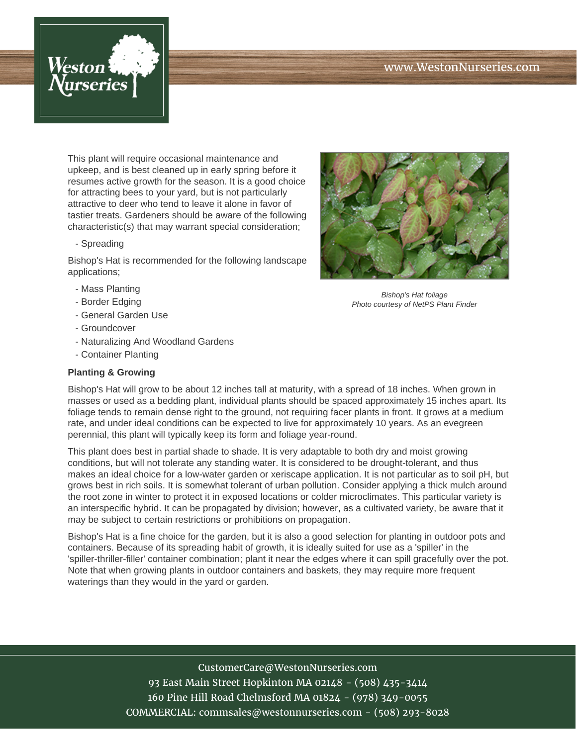This plant will require occasional maintenance and upkeep, and is best cleaned up in early spring before it resumes active growth for the season. It is a good choice for attracting bees to your yard, but is not particularly attractive to deer who tend to leave it alone in favor of tastier treats. Gardeners should be aware of the following characteristic(s) that may warrant special consideration;

- Spreading

Bishop's Hat is recommended for the following landscape applications;

- Mass Planting
- Border Edging
- General Garden Use
- Groundcover
- Naturalizing And Woodland Gardens
- Container Planting

*Bishop's Hat foliage*
*Photo courtesy of NetPS Plant Finder*

**Planting & Growing**

Bishop's Hat will grow to be about 12 inches tall at maturity, with a spread of 18 inches. When grown in masses or used as a bedding plant, individual plants should be spaced approximately 15 inches apart. Its foliage tends to remain dense right to the ground, not requiring facer plants in front. It grows at a medium rate, and under ideal conditions can be expected to live for approximately 10 years. As an evegreen perennial, this plant will typically keep its form and foliage year-round.

This plant does best in partial shade to shade. It is very adaptable to both dry and moist growing conditions, but will not tolerate any standing water. It is considered to be drought-tolerant, and thus makes an ideal choice for a low-water garden or xeriscape application. It is not particular as to soil pH, but grows best in rich soils. It is somewhat tolerant of urban pollution. Consider applying a thick mulch around the root zone in winter to protect it in exposed locations or colder microclimates. This particular variety is an interspecific hybrid. It can be propagated by division; however, as a cultivated variety, be aware that it may be subject to certain restrictions or prohibitions on propagation.

Bishop's Hat is a fine choice for the garden, but it is also a good selection for planting in outdoor pots and containers. Because of its spreading habit of growth, it is ideally suited for use as a 'spiller' in the 'spiller-thriller-filler' container combination; plant it near the edges where it can spill gracefully over the pot. Note that when growing plants in outdoor containers and baskets, they may require more frequent waterings than they would in the yard or garden.